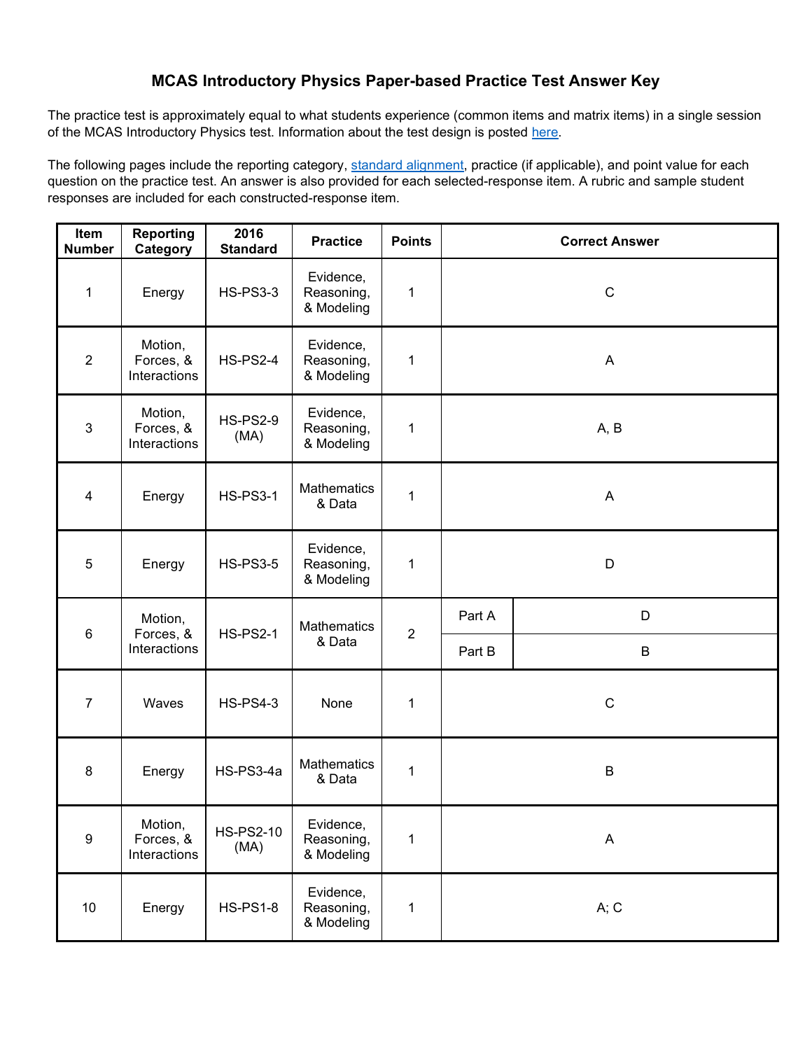# MCAS Introductory Physics Paper-based Practice Test Answer Key

The practice test is approximately equal to what students experience (common items and matrix items) in a single session of the MCAS Introductory Physics test. Information about the test design is posted here.

The following pages include the reporting category, standard alignment, practice (if applicable), and point value for each question on the practice test. An answer is also provided for each selected-response item. A rubric and sample student responses are included for each constructed-response item.

| Item Number | Reporting Category | 2016 Standard | Practice | Points | Correct Answer | |
|---|---|---|---|---|---|---|
| 1 | Energy | HS-PS3-3 | Evidence, Reasoning, & Modeling | 1 | C | |
| 2 | Motion, Forces, & Interactions | HS-PS2-4 | Evidence, Reasoning, & Modeling | 1 | A | |
| 3 | Motion, Forces, & Interactions | HS-PS2-9 (MA) | Evidence, Reasoning, & Modeling | 1 | A, B | |
| 4 | Energy | HS-PS3-1 | Mathematics & Data | 1 | A | |
| 5 | Energy | HS-PS3-5 | Evidence, Reasoning, & Modeling | 1 | D | |
| 6 | Motion, Forces, & Interactions | HS-PS2-1 | Mathematics & Data | 2 | Part A | D |
| | | | | | Part B | B |
| 7 | Waves | HS-PS4-3 | None | 1 | C | |
| 8 | Energy | HS-PS3-4a | Mathematics & Data | 1 | B | |
| 9 | Motion, Forces, & Interactions | HS-PS2-10 (MA) | Evidence, Reasoning, & Modeling | 1 | A | |
| 10 | Energy | HS-PS1-8 | Evidence, Reasoning, & Modeling | 1 | A; C | |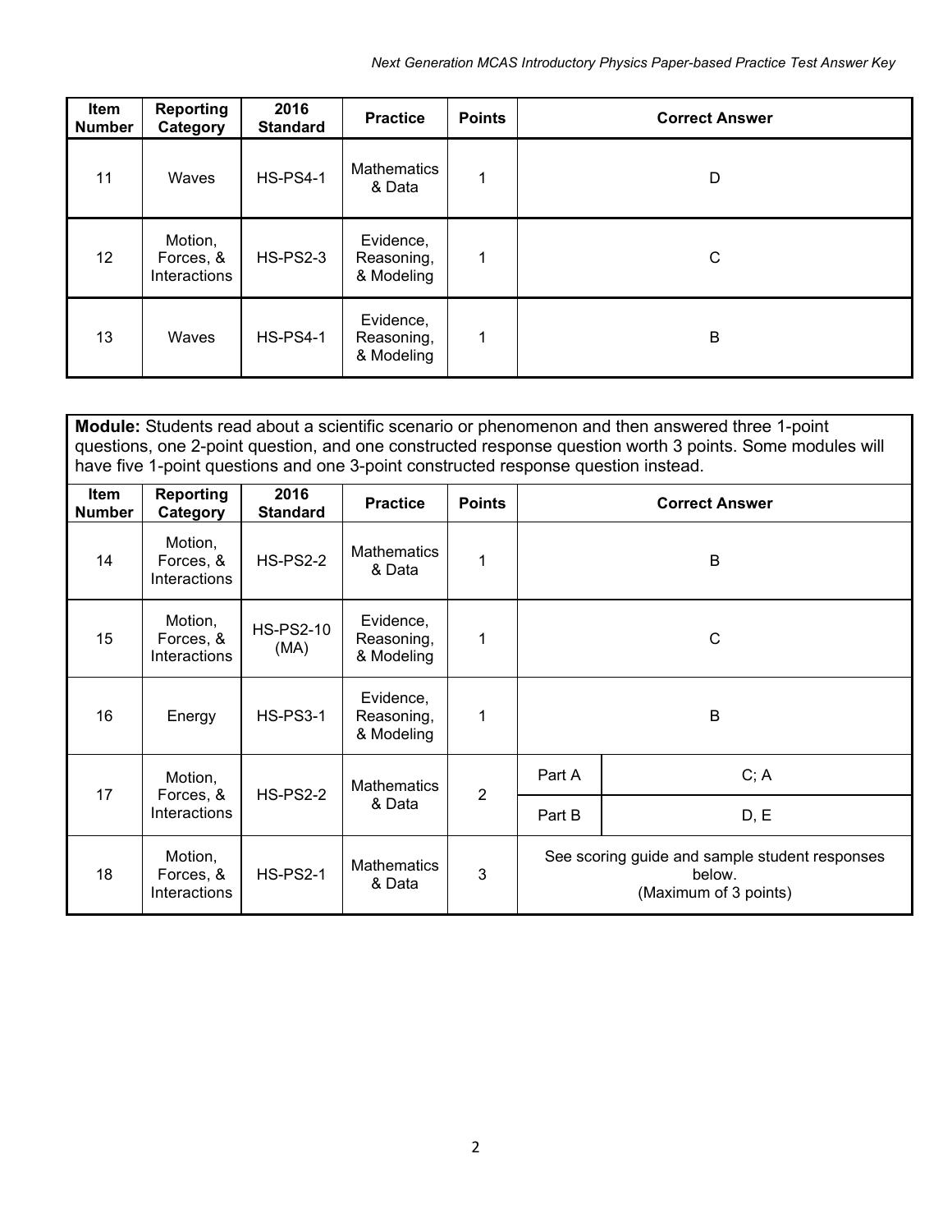| Item Number | Reporting Category | 2016 Standard | Practice | Points | Correct Answer |
|---|---|---|---|---|---|
| 11 | Waves | HS-PS4-1 | Mathematics & Data | 1 | D |
| 12 | Motion, Forces, & Interactions | HS-PS2-3 | Evidence, Reasoning, & Modeling | 1 | C |
| 13 | Waves | HS-PS4-1 | Evidence, Reasoning, & Modeling | 1 | B |

**Module:** Students read about a scientific scenario or phenomenon and then answered three 1-point questions, one 2-point question, and one constructed response question worth 3 points. Some modules will have five 1-point questions and one 3-point constructed response question instead.

| Item Number | Reporting Category | 2016 Standard | Practice | Points | Correct Answer | |
|---|---|---|---|---|---|---|
| 14 | Motion, Forces, & Interactions | HS-PS2-2 | Mathematics & Data | 1 | B | |
| 15 | Motion, Forces, & Interactions | HS-PS2-10 (MA) | Evidence, Reasoning, & Modeling | 1 | C | |
| 16 | Energy | HS-PS3-1 | Evidence, Reasoning, & Modeling | 1 | B | |
| 17 | Motion, Forces, & Interactions | HS-PS2-2 | Mathematics & Data | 2 | Part A | C; A |
| | | | | | Part B | D, E |
| 18 | Motion, Forces, & Interactions | HS-PS2-1 | Mathematics & Data | 3 | See scoring guide and sample student responses below. (Maximum of 3 points) | |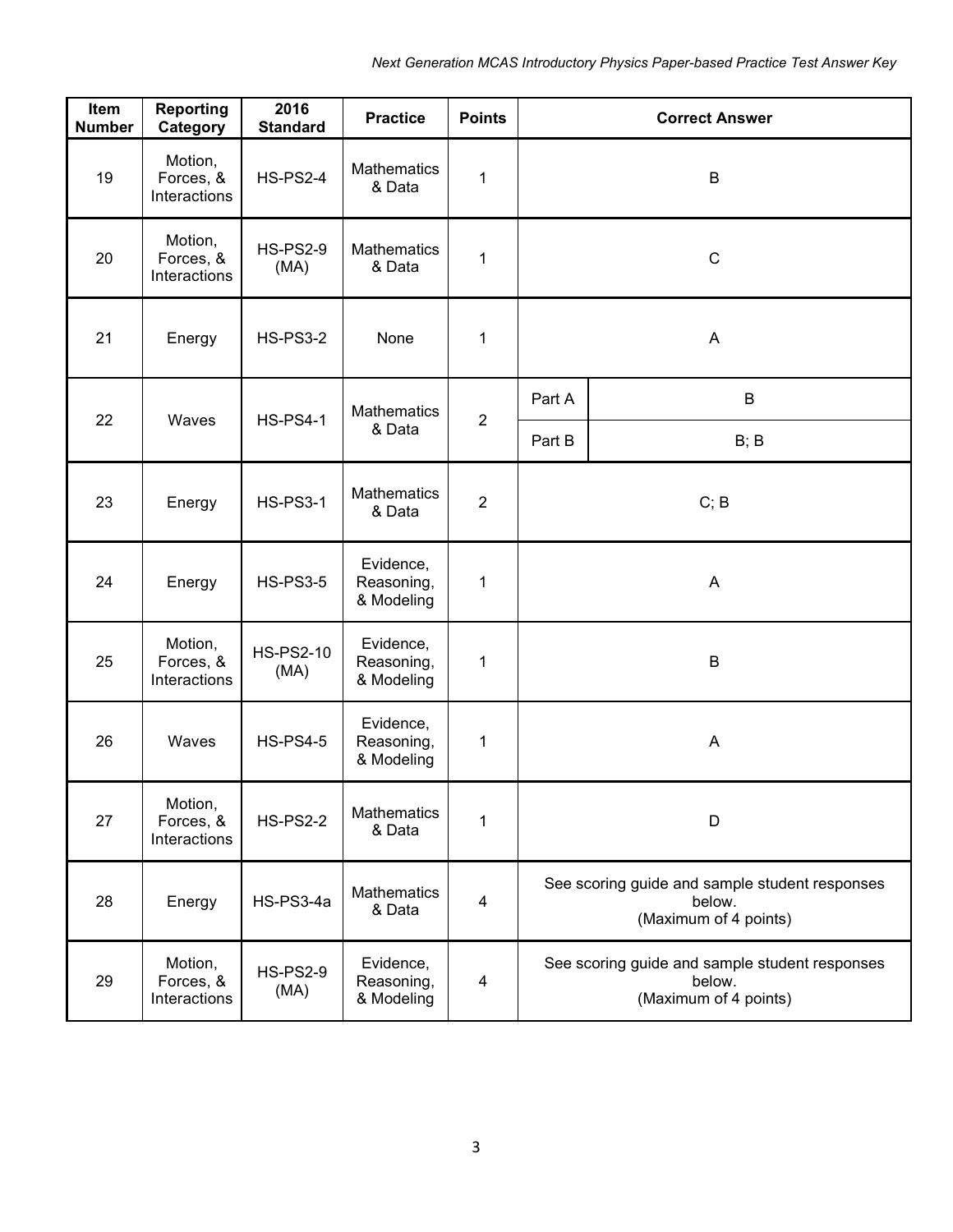| Item Number | Reporting Category | 2016 Standard | Practice | Points | Correct Answer | |
|---|---|---|---|---|---|---|
| 19 | Motion, Forces, & Interactions | HS-PS2-4 | Mathematics & Data | 1 | B | |
| 20 | Motion, Forces, & Interactions | HS-PS2-9 (MA) | Mathematics & Data | 1 | C | |
| 21 | Energy | HS-PS3-2 | None | 1 | A | |
| 22 | Waves | HS-PS4-1 | Mathematics & Data | 2 | Part A | B |
| | | | | | Part B | B; B |
| 23 | Energy | HS-PS3-1 | Mathematics & Data | 2 | C; B | |
| 24 | Energy | HS-PS3-5 | Evidence, Reasoning, & Modeling | 1 | A | |
| 25 | Motion, Forces, & Interactions | HS-PS2-10 (MA) | Evidence, Reasoning, & Modeling | 1 | B | |
| 26 | Waves | HS-PS4-5 | Evidence, Reasoning, & Modeling | 1 | A | |
| 27 | Motion, Forces, & Interactions | HS-PS2-2 | Mathematics & Data | 1 | D | |
| 28 | Energy | HS-PS3-4a | Mathematics & Data | 4 | See scoring guide and sample student responses below. (Maximum of 4 points) | |
| 29 | Motion, Forces, & Interactions | HS-PS2-9 (MA) | Evidence, Reasoning, & Modeling | 4 | See scoring guide and sample student responses below. (Maximum of 4 points) | |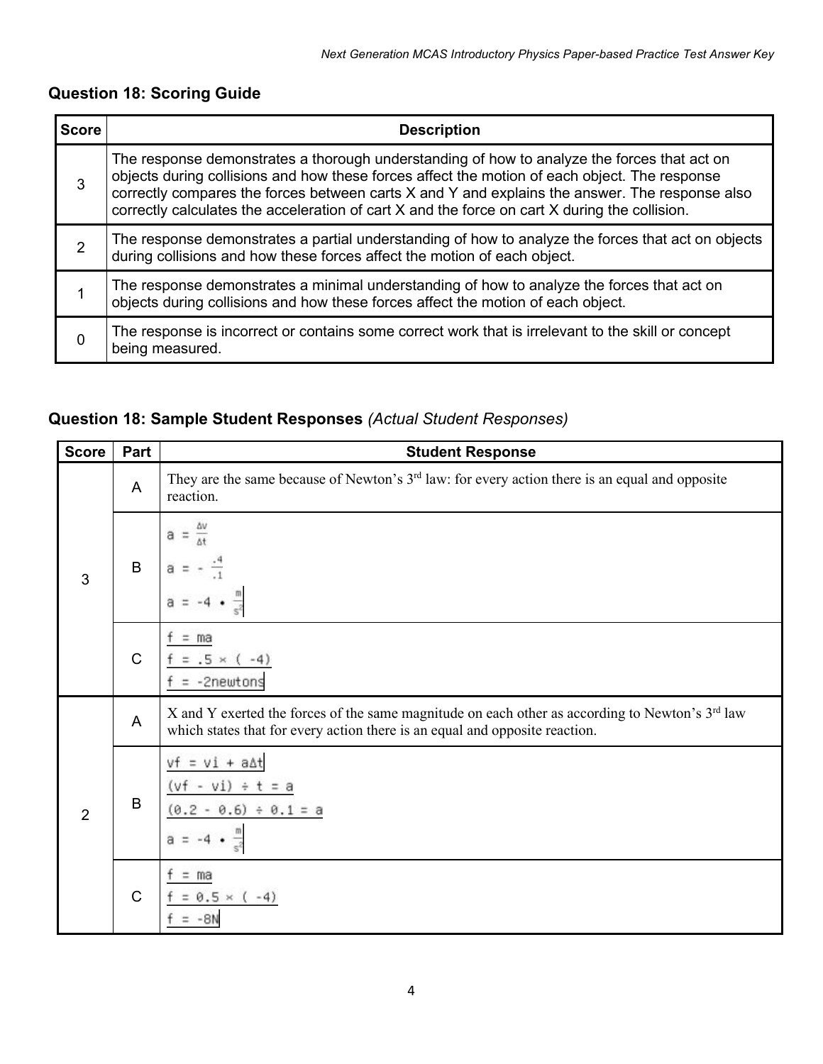## Question 18: Scoring Guide

| Score | Description |
|---|---|
| 3 | The response demonstrates a thorough understanding of how to analyze the forces that act on objects during collisions and how these forces affect the motion of each object. The response correctly compares the forces between carts X and Y and explains the answer. The response also correctly calculates the acceleration of cart X and the force on cart X during the collision. |
| 2 | The response demonstrates a partial understanding of how to analyze the forces that act on objects during collisions and how these forces affect the motion of each object. |
| 1 | The response demonstrates a minimal understanding of how to analyze the forces that act on objects during collisions and how these forces affect the motion of each object. |
| 0 | The response is incorrect or contains some correct work that is irrelevant to the skill or concept being measured. |

## Question 18: Sample Student Responses *(Actual Student Responses)*

| Score | Part | Student Response |
|---|---|---|
| 3 | A | They are the same because of Newton's 3rd law: for every action there is an equal and opposite reaction. |
| | B | $a = \frac{\Delta v}{\Delta t}$ <br> $a = -\frac{.4}{.1}$ <br> $a = -4 \cdot \frac{m}{s^2}$ |
| | C | f = ma <br> f = .5 × ( -4) <br> f = -2newtons |
| 2 | A | X and Y exerted the forces of the same magnitude on each other as according to Newton's 3rd law which states that for every action there is an equal and opposite reaction. |
| | B | vf = vi + aΔt <br> (vf - vi) ÷ t = a <br> (0.2 - 0.6) ÷ 0.1 = a <br> $a = -4 \cdot \frac{m}{s^2}$ |
| | C | f = ma <br> f = 0.5 × ( -4) <br> f = -8N |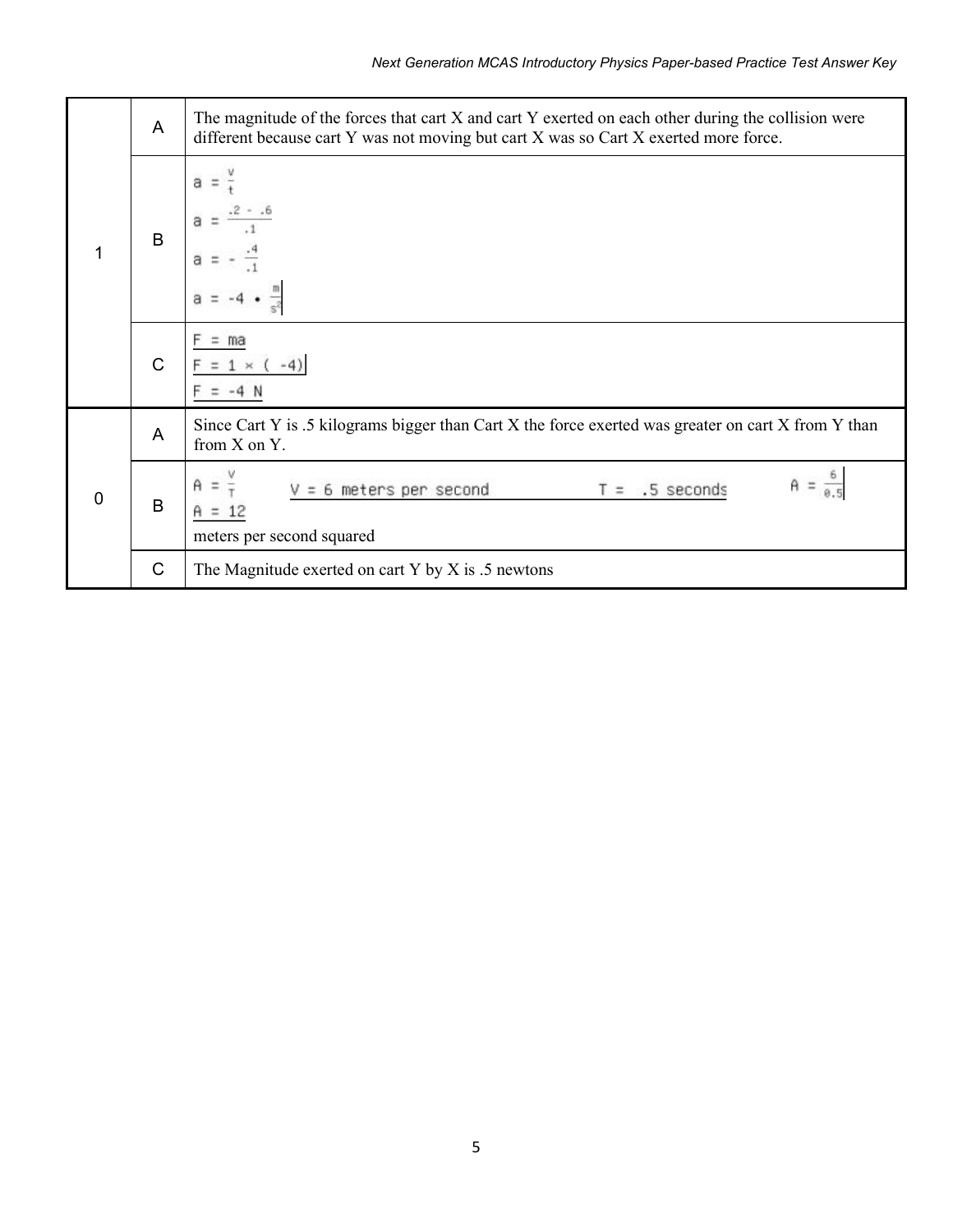| | | |
|---|---|---|
| 1 | A | The magnitude of the forces that cart X and cart Y exerted on each other during the collision were different because cart Y was not moving but cart X was so Cart X exerted more force. |
| | B | $a = \frac{v}{t}$<br>$a = \frac{.2 - .6}{.1}$<br>$a = - \frac{.4}{.1}$<br>$a = -4 \cdot \frac{m}{s^2}$ |
| | C | $F = ma$<br>$F = 1 \times (-4)$<br>$F = -4$ N |
| 0 | A | Since Cart Y is .5 kilograms bigger than Cart X the force exerted was greater on cart X from Y than from X on Y. |
| | B | $A = \frac{V}{T}$ &nbsp;&nbsp; V = 6 meters per second &nbsp;&nbsp; T = .5 seconds &nbsp;&nbsp; $A = \frac{6}{0.5}$<br>$A = 12$<br>meters per second squared |
| | C | The Magnitude exerted on cart Y by X is .5 newtons |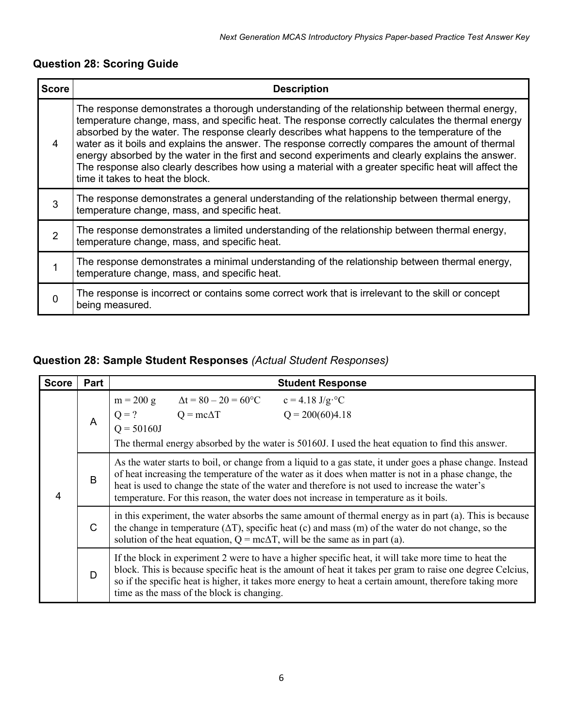## Question 28: Scoring Guide

| Score | Description |
|---|---|
| 4 | The response demonstrates a thorough understanding of the relationship between thermal energy, temperature change, mass, and specific heat. The response correctly calculates the thermal energy absorbed by the water. The response clearly describes what happens to the temperature of the water as it boils and explains the answer. The response correctly compares the amount of thermal energy absorbed by the water in the first and second experiments and clearly explains the answer. The response also clearly describes how using a material with a greater specific heat will affect the time it takes to heat the block. |
| 3 | The response demonstrates a general understanding of the relationship between thermal energy, temperature change, mass, and specific heat. |
| 2 | The response demonstrates a limited understanding of the relationship between thermal energy, temperature change, mass, and specific heat. |
| 1 | The response demonstrates a minimal understanding of the relationship between thermal energy, temperature change, mass, and specific heat. |
| 0 | The response is incorrect or contains some correct work that is irrelevant to the skill or concept being measured. |

## Question 28: Sample Student Responses *(Actual Student Responses)*

| Score | Part | Student Response |
|---|---|---|
| 4 | A | $m = 200$ g  $\Delta t = 80 - 20 = 60°C$  $c = 4.18$ J/g·°C <br> $Q = ?$  $Q = mc\Delta T$  $Q = 200(60)4.18$ <br> $Q = 50160$J <br> The thermal energy absorbed by the water is 50160J. I used the heat equation to find this answer. |
| | B | As the water starts to boil, or change from a liquid to a gas state, it under goes a phase change. Instead of heat increasing the temperature of the water as it does when matter is not in a phase change, the heat is used to change the state of the water and therefore is not used to increase the water's temperature. For this reason, the water does not increase in temperature as it boils. |
| | C | in this experiment, the water absorbs the same amount of thermal energy as in part (a). This is because the change in temperature ($\Delta T$), specific heat (c) and mass (m) of the water do not change, so the solution of the heat equation, $Q = mc\Delta T$, will be the same as in part (a). |
| | D | If the block in experiment 2 were to have a higher specific heat, it will take more time to heat the block. This is because specific heat is the amount of heat it takes per gram to raise one degree Celcius, so if the specific heat is higher, it takes more energy to heat a certain amount, therefore taking more time as the mass of the block is changing. |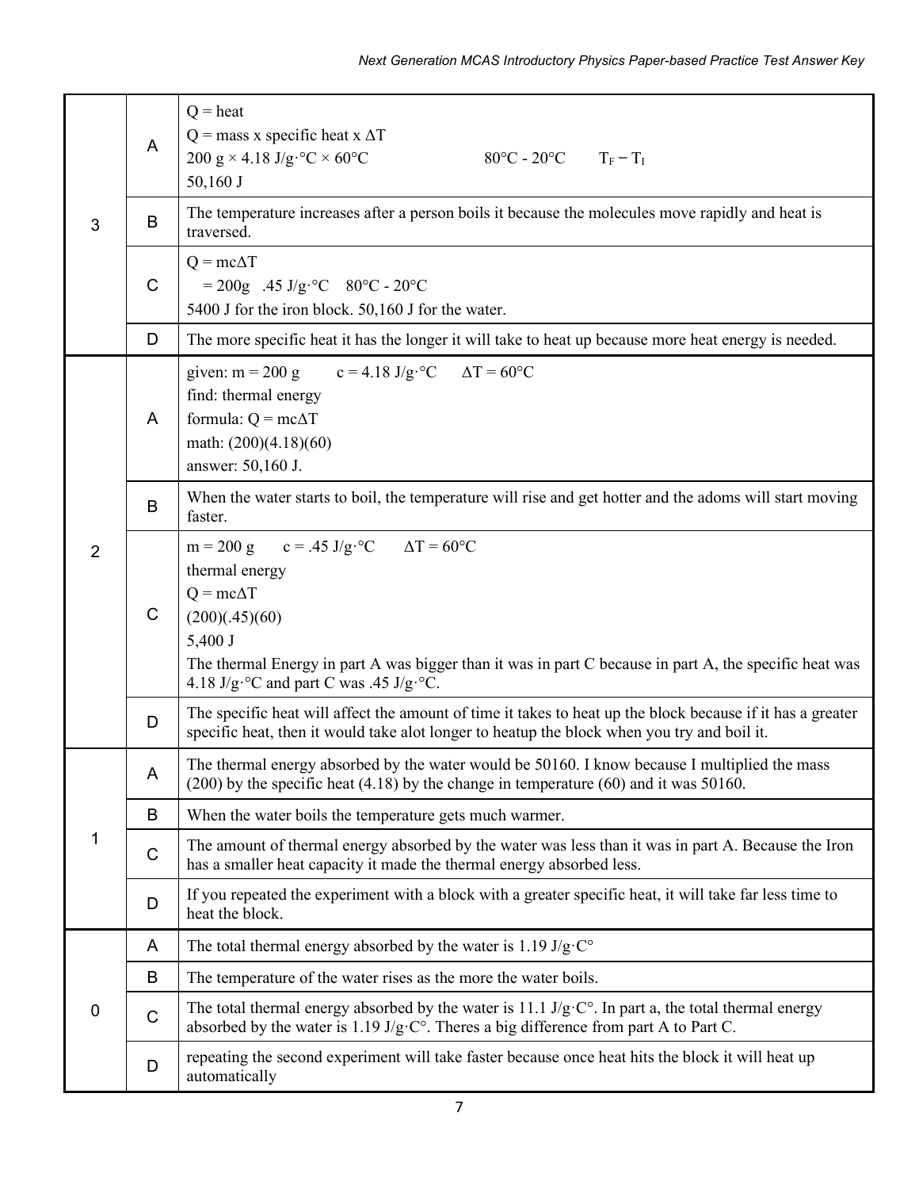| | | |
|---|---|---|
| 3 | A | Q = heat<br>Q = mass x specific heat x $\Delta T$<br>200 g × 4.18 J/g·°C × 60°C          80°C - 20°C     $T_F - T_I$<br>50,160 J |
| | B | The temperature increases after a person boils it because the molecules move rapidly and heat is traversed. |
| | C | $Q = mc\Delta T$<br>= 200g  .45 J/g·°C  80°C - 20°C<br>5400 J for the iron block. 50,160 J for the water. |
| | D | The more specific heat it has the longer it will take to heat up because more heat energy is needed. |
| 2 | A | given: m = 200 g     c = 4.18 J/g·°C     $\Delta T$ = 60°C<br>find: thermal energy<br>formula: $Q = mc\Delta T$<br>math: (200)(4.18)(60)<br>answer: 50,160 J. |
| | B | When the water starts to boil, the temperature will rise and get hotter and the adoms will start moving faster. |
| | C | m = 200 g     c = .45 J/g·°C     $\Delta T$ = 60°C<br>thermal energy<br>$Q = mc\Delta T$<br>(200)(.45)(60)<br>5,400 J<br>The thermal Energy in part A was bigger than it was in part C because in part A, the specific heat was 4.18 J/g·°C and part C was .45 J/g·°C. |
| | D | The specific heat will affect the amount of time it takes to heat up the block because if it has a greater specific heat, then it would take alot longer to heatup the block when you try and boil it. |
| 1 | A | The thermal energy absorbed by the water would be 50160. I know because I multiplied the mass (200) by the specific heat (4.18) by the change in temperature (60) and it was 50160. |
| | B | When the water boils the temperature gets much warmer. |
| | C | The amount of thermal energy absorbed by the water was less than it was in part A. Because the Iron has a smaller heat capacity it made the thermal energy absorbed less. |
| | D | If you repeated the experiment with a block with a greater specific heat, it will take far less time to heat the block. |
| 0 | A | The total thermal energy absorbed by the water is 1.19 J/g·C° |
| | B | The temperature of the water rises as the more the water boils. |
| | C | The total thermal energy absorbed by the water is 11.1 J/g·C°. In part a, the total thermal energy absorbed by the water is 1.19 J/g·C°. Theres a big difference from part A to Part C. |
| | D | repeating the second experiment will take faster because once heat hits the block it will heat up automatically |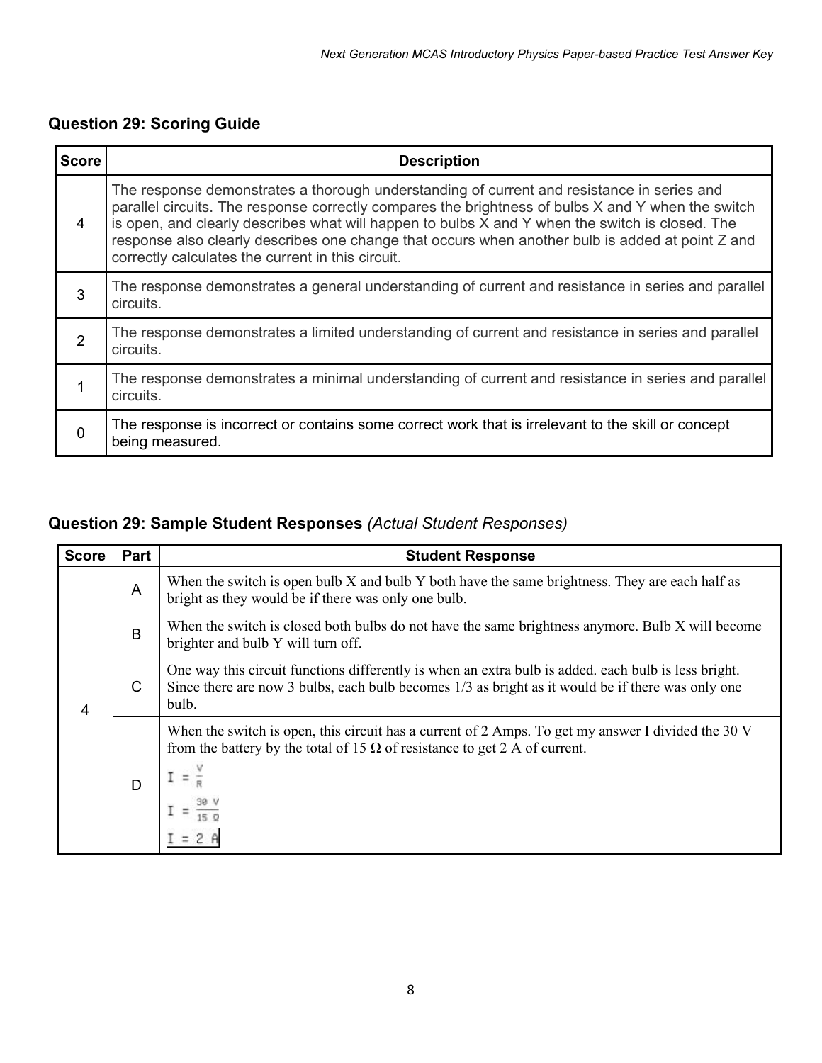## Question 29: Scoring Guide

| Score | Description |
|---|---|
| 4 | The response demonstrates a thorough understanding of current and resistance in series and parallel circuits. The response correctly compares the brightness of bulbs X and Y when the switch is open, and clearly describes what will happen to bulbs X and Y when the switch is closed. The response also clearly describes one change that occurs when another bulb is added at point Z and correctly calculates the current in this circuit. |
| 3 | The response demonstrates a general understanding of current and resistance in series and parallel circuits. |
| 2 | The response demonstrates a limited understanding of current and resistance in series and parallel circuits. |
| 1 | The response demonstrates a minimal understanding of current and resistance in series and parallel circuits. |
| 0 | The response is incorrect or contains some correct work that is irrelevant to the skill or concept being measured. |

## Question 29: Sample Student Responses *(Actual Student Responses)*

| Score | Part | Student Response |
|---|---|---|
| 4 | A | When the switch is open bulb X and bulb Y both have the same brightness. They are each half as bright as they would be if there was only one bulb. |
| | B | When the switch is closed both bulbs do not have the same brightness anymore. Bulb X will become brighter and bulb Y will turn off. |
| | C | One way this circuit functions differently is when an extra bulb is added. each bulb is less bright. Since there are now 3 bulbs, each bulb becomes 1/3 as bright as it would be if there was only one bulb. |
| | D | When the switch is open, this circuit has a current of 2 Amps. To get my answer I divided the 30 V from the battery by the total of 15 Ω of resistance to get 2 A of current. $I = \frac{V}{R}$ $I = \frac{30\ V}{15\ \Omega}$ $\underline{I = 2\ A}$ |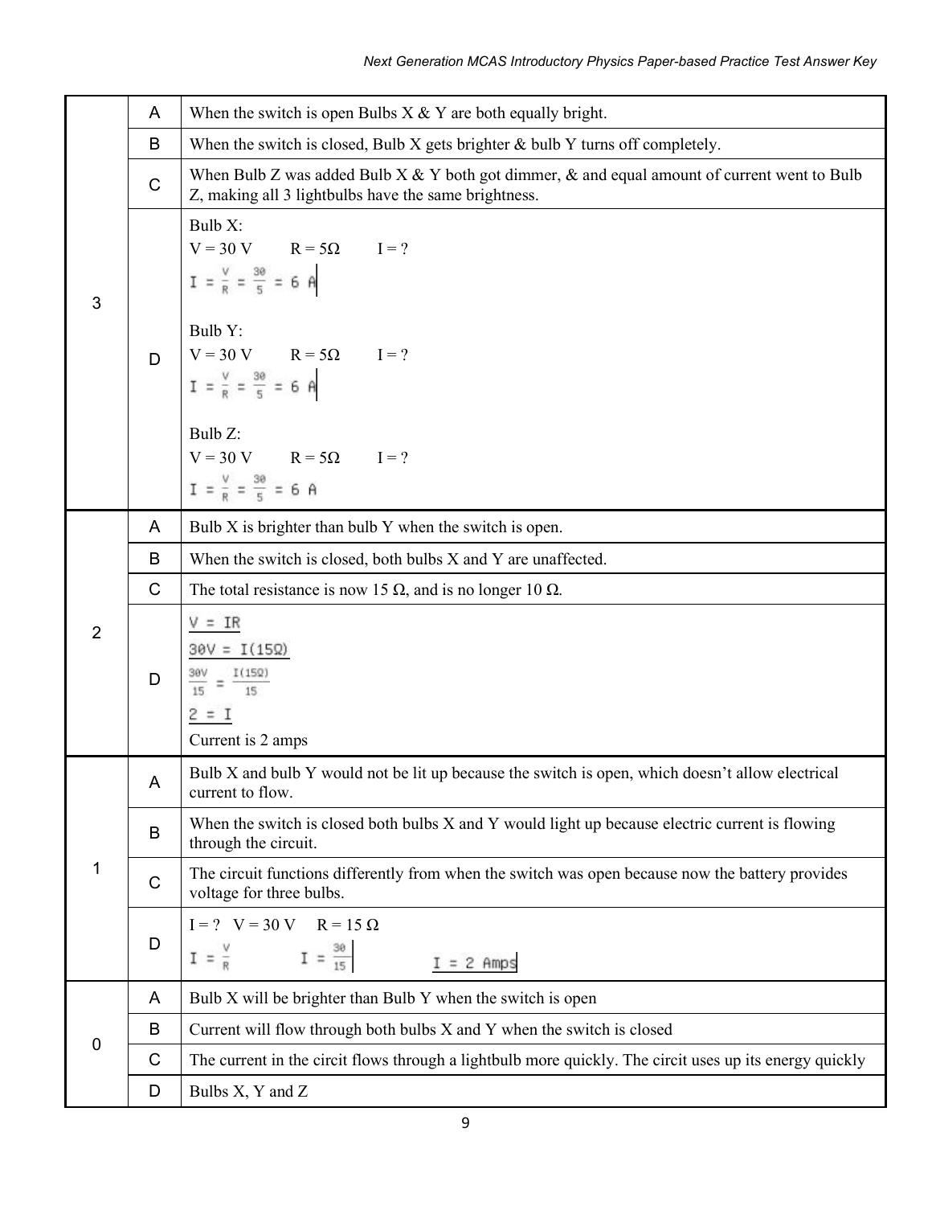| | | |
|---|---|---|
| 3 | A | When the switch is open Bulbs X & Y are both equally bright. |
| | B | When the switch is closed, Bulb X gets brighter & bulb Y turns off completely. |
| | C | When Bulb Z was added Bulb X & Y both got dimmer, & and equal amount of current went to Bulb Z, making all 3 lightbulbs have the same brightness. |
| | D | Bulb X:<br>V = 30 V R = 5Ω I = ?<br>$I = \frac{V}{R} = \frac{30}{5} = 6$ A<br><br>Bulb Y:<br>V = 30 V R = 5Ω I = ?<br>$I = \frac{V}{R} = \frac{30}{5} = 6$ A<br><br>Bulb Z:<br>V = 30 V R = 5Ω I = ?<br>$I = \frac{V}{R} = \frac{30}{5} = 6$ A |
| 2 | A | Bulb X is brighter than bulb Y when the switch is open. |
| | B | When the switch is closed, both bulbs X and Y are unaffected. |
| | C | The total resistance is now 15 Ω, and is no longer 10 Ω. |
| | D | $V = IR$<br>$30V = I(15Ω)$<br>$\frac{30V}{15} = \frac{I(15Ω)}{15}$<br>$2 = I$<br>Current is 2 amps |
| 1 | A | Bulb X and bulb Y would not be lit up because the switch is open, which doesn't allow electrical current to flow. |
| | B | When the switch is closed both bulbs X and Y would light up because electric current is flowing through the circuit. |
| | C | The circuit functions differently from when the switch was open because now the battery provides voltage for three bulbs. |
| | D | I = ? V = 30 V R = 15 Ω<br>$I = \frac{V}{R}$ $I = \frac{30}{15}$ $I = 2$ Amps |
| 0 | A | Bulb X will be brighter than Bulb Y when the switch is open |
| | B | Current will flow through both bulbs X and Y when the switch is closed |
| | C | The current in the circit flows through a lightbulb more quickly. The circit uses up its energy quickly |
| | D | Bulbs X, Y and Z |